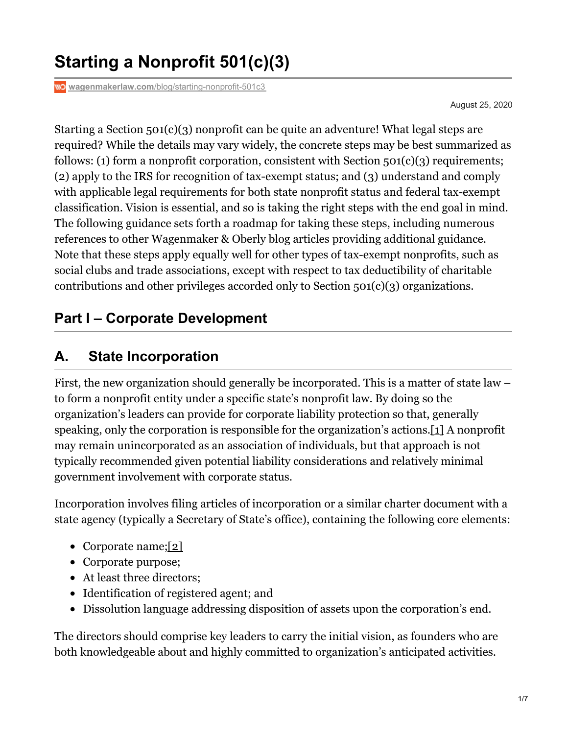# Starting a Nonprofit 501(c)(3)

wagenmakerlaw.com/blog/starting-nonprofit-501c3

August 25, 2020

Starting a Section 501(c)(3) nonprofit can be quite an adventure! What legal steps are required? While the details may vary widely, the concrete steps may be best summarized as follows: (1) form a nonprofit corporation, consistent with Section 501(c)(3) requirements; (2) apply to the IRS for recognition of tax-exempt status; and (3) understand and comply with applicable legal requirements for both state nonprofit status and federal tax-exempt classification. Vision is essential, and so is taking the right steps with the end goal in mind. The following guidance sets forth a roadmap for taking these steps, including numerous references to other Wagenmaker & Oberly blog articles providing additional guidance. Note that these steps apply equally well for other types of tax-exempt nonprofits, such as social clubs and trade associations, except with respect to tax deductibility of charitable contributions and other privileges accorded only to Section 501(c)(3) organizations.

## Part I – Corporate Development

## A. State Incorporation

First, the new organization should generally be incorporated. This is a matter of state law – to form a nonprofit entity under a specific state's nonprofit law. By doing so the organization's leaders can provide for corporate liability protection so that, generally speaking, only the corporation is responsible for the organization's actions.[1] A nonprofit may remain unincorporated as an association of individuals, but that approach is not typically recommended given potential liability considerations and relatively minimal government involvement with corporate status.

Incorporation involves filing articles of incorporation or a similar charter document with a state agency (typically a Secretary of State's office), containing the following core elements:

- Corporate name;[2]
- Corporate purpose;
- At least three directors;
- Identification of registered agent; and
- Dissolution language addressing disposition of assets upon the corporation's end.

The directors should comprise key leaders to carry the initial vision, as founders who are both knowledgeable about and highly committed to organization's anticipated activities.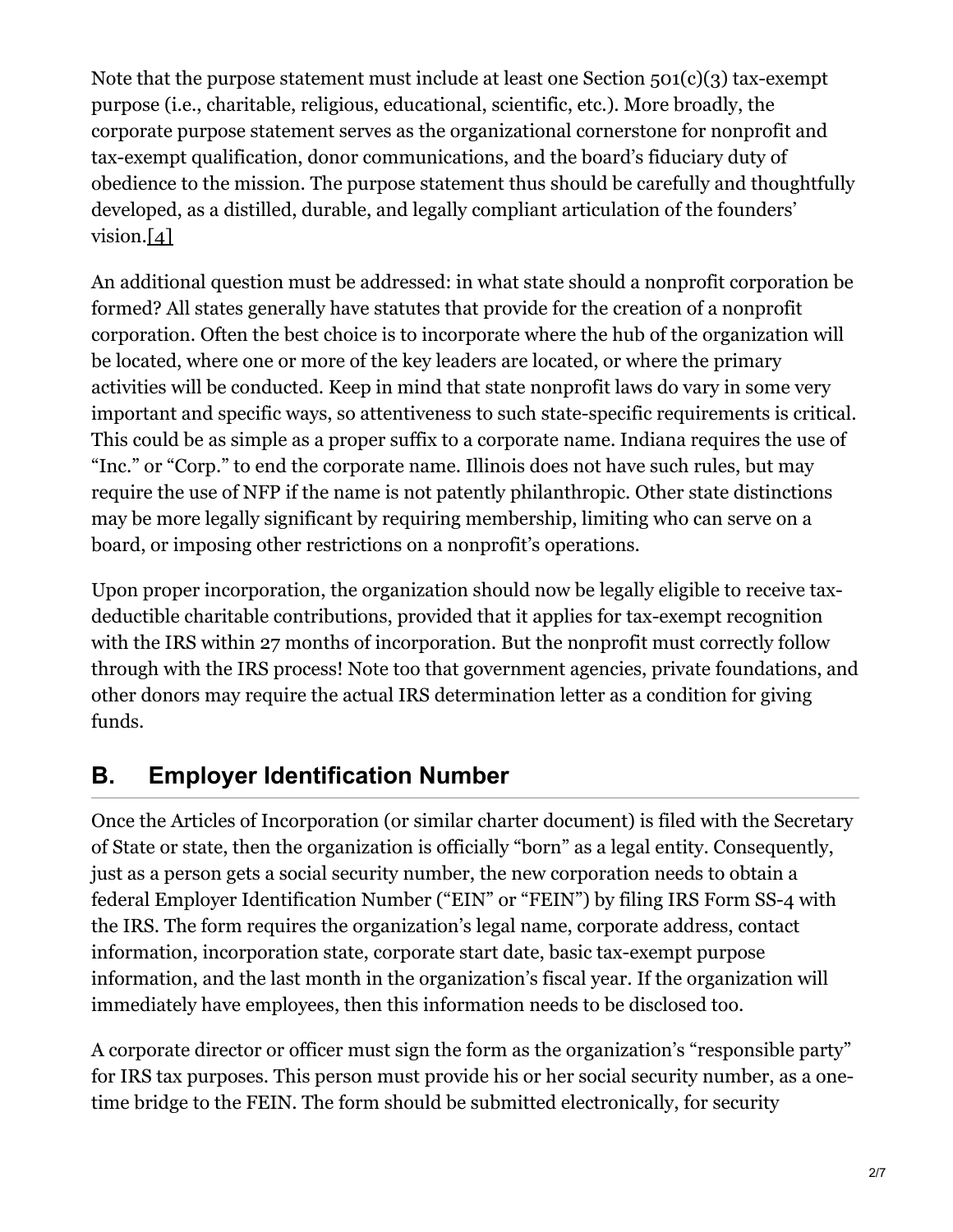Note that the purpose statement must include at least one Section 501(c)(3) tax-exempt purpose (i.e., charitable, religious, educational, scientific, etc.). More broadly, the corporate purpose statement serves as the organizational cornerstone for nonprofit and tax-exempt qualification, donor communications, and the board's fiduciary duty of obedience to the mission. The purpose statement thus should be carefully and thoughtfully developed, as a distilled, durable, and legally compliant articulation of the founders' vision.[4]

An additional question must be addressed: in what state should a nonprofit corporation be formed? All states generally have statutes that provide for the creation of a nonprofit corporation. Often the best choice is to incorporate where the hub of the organization will be located, where one or more of the key leaders are located, or where the primary activities will be conducted. Keep in mind that state nonprofit laws do vary in some very important and specific ways, so attentiveness to such state-specific requirements is critical. This could be as simple as a proper suffix to a corporate name. Indiana requires the use of "Inc." or "Corp." to end the corporate name. Illinois does not have such rules, but may require the use of NFP if the name is not patently philanthropic. Other state distinctions may be more legally significant by requiring membership, limiting who can serve on a board, or imposing other restrictions on a nonprofit's operations.

Upon proper incorporation, the organization should now be legally eligible to receive tax-deductible charitable contributions, provided that it applies for tax-exempt recognition with the IRS within 27 months of incorporation. But the nonprofit must correctly follow through with the IRS process! Note too that government agencies, private foundations, and other donors may require the actual IRS determination letter as a condition for giving funds.

## B. Employer Identification Number

Once the Articles of Incorporation (or similar charter document) is filed with the Secretary of State or state, then the organization is officially "born" as a legal entity. Consequently, just as a person gets a social security number, the new corporation needs to obtain a federal Employer Identification Number ("EIN" or "FEIN") by filing IRS Form SS-4 with the IRS. The form requires the organization's legal name, corporate address, contact information, incorporation state, corporate start date, basic tax-exempt purpose information, and the last month in the organization's fiscal year. If the organization will immediately have employees, then this information needs to be disclosed too.

A corporate director or officer must sign the form as the organization's "responsible party" for IRS tax purposes. This person must provide his or her social security number, as a one-time bridge to the FEIN. The form should be submitted electronically, for security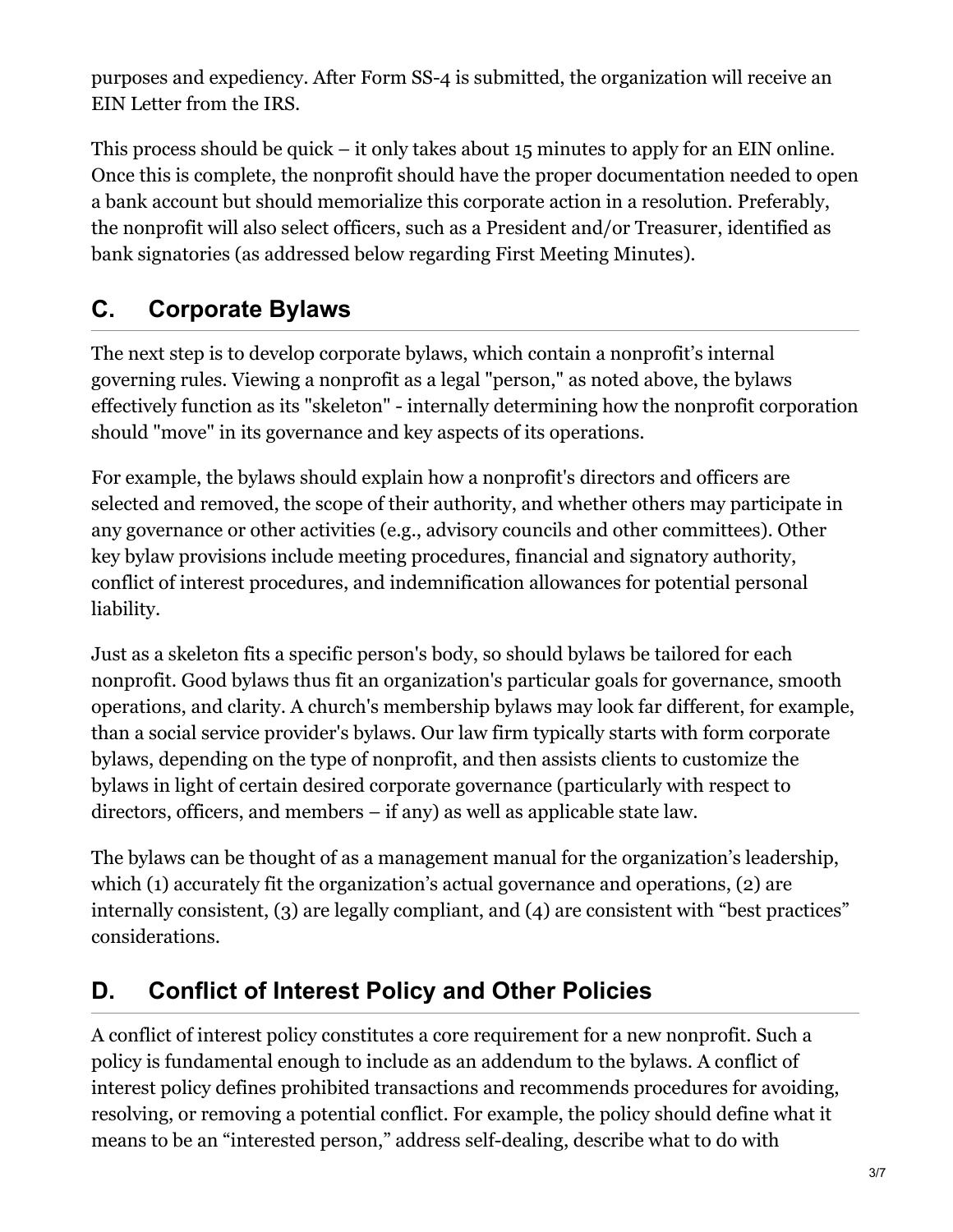purposes and expediency. After Form SS-4 is submitted, the organization will receive an EIN Letter from the IRS.

This process should be quick – it only takes about 15 minutes to apply for an EIN online. Once this is complete, the nonprofit should have the proper documentation needed to open a bank account but should memorialize this corporate action in a resolution. Preferably, the nonprofit will also select officers, such as a President and/or Treasurer, identified as bank signatories (as addressed below regarding First Meeting Minutes).

## C. Corporate Bylaws

The next step is to develop corporate bylaws, which contain a nonprofit's internal governing rules. Viewing a nonprofit as a legal "person," as noted above, the bylaws effectively function as its "skeleton" - internally determining how the nonprofit corporation should "move" in its governance and key aspects of its operations.

For example, the bylaws should explain how a nonprofit's directors and officers are selected and removed, the scope of their authority, and whether others may participate in any governance or other activities (e.g., advisory councils and other committees). Other key bylaw provisions include meeting procedures, financial and signatory authority, conflict of interest procedures, and indemnification allowances for potential personal liability.

Just as a skeleton fits a specific person's body, so should bylaws be tailored for each nonprofit. Good bylaws thus fit an organization's particular goals for governance, smooth operations, and clarity. A church's membership bylaws may look far different, for example, than a social service provider's bylaws. Our law firm typically starts with form corporate bylaws, depending on the type of nonprofit, and then assists clients to customize the bylaws in light of certain desired corporate governance (particularly with respect to directors, officers, and members – if any) as well as applicable state law.

The bylaws can be thought of as a management manual for the organization's leadership, which (1) accurately fit the organization's actual governance and operations, (2) are internally consistent, (3) are legally compliant, and (4) are consistent with "best practices" considerations.

## D. Conflict of Interest Policy and Other Policies

A conflict of interest policy constitutes a core requirement for a new nonprofit. Such a policy is fundamental enough to include as an addendum to the bylaws. A conflict of interest policy defines prohibited transactions and recommends procedures for avoiding, resolving, or removing a potential conflict. For example, the policy should define what it means to be an "interested person," address self-dealing, describe what to do with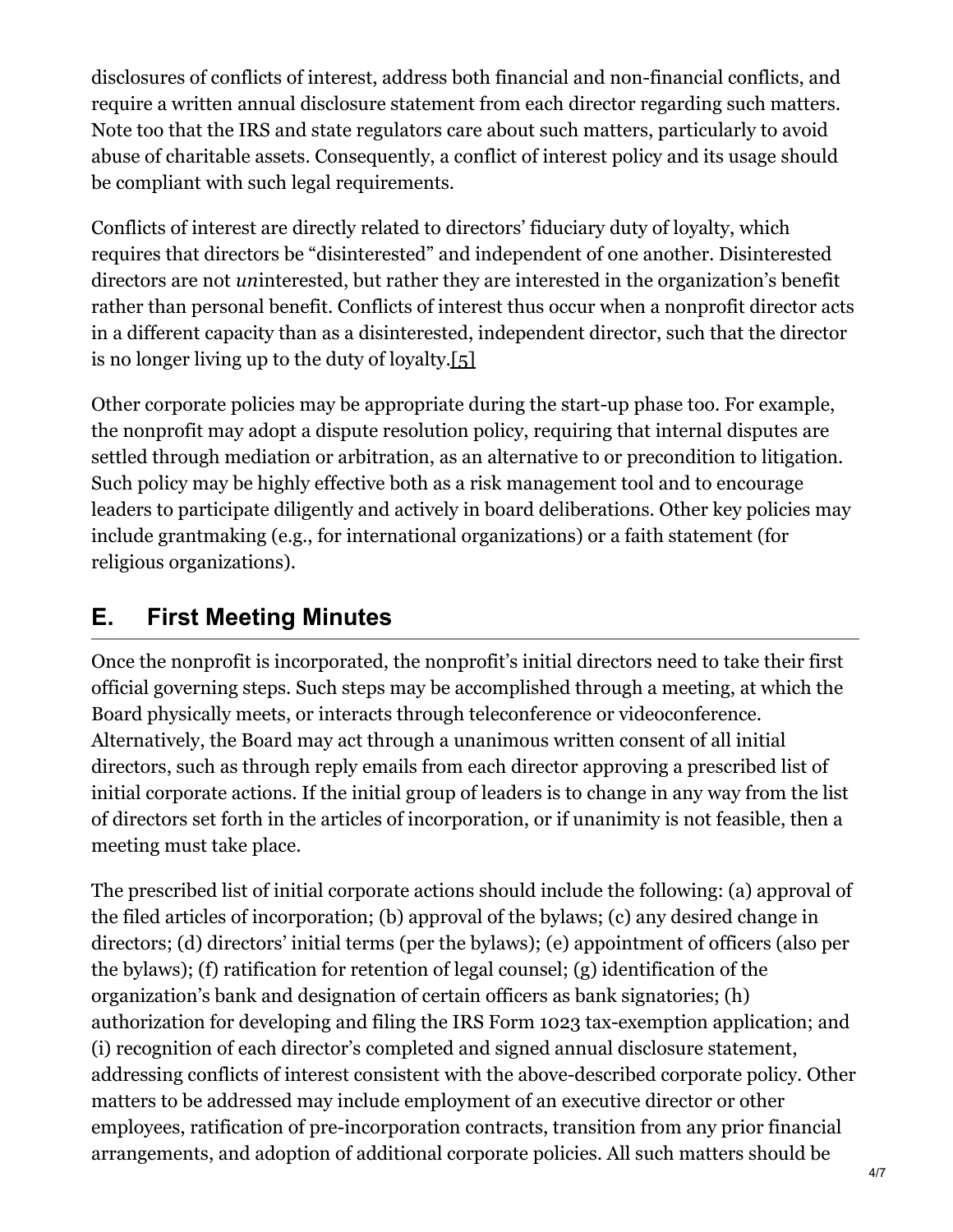disclosures of conflicts of interest, address both financial and non-financial conflicts, and require a written annual disclosure statement from each director regarding such matters. Note too that the IRS and state regulators care about such matters, particularly to avoid abuse of charitable assets. Consequently, a conflict of interest policy and its usage should be compliant with such legal requirements.

Conflicts of interest are directly related to directors' fiduciary duty of loyalty, which requires that directors be "disinterested" and independent of one another. Disinterested directors are not *un*interested, but rather they are interested in the organization's benefit rather than personal benefit. Conflicts of interest thus occur when a nonprofit director acts in a different capacity than as a disinterested, independent director, such that the director is no longer living up to the duty of loyalty.[5]

Other corporate policies may be appropriate during the start-up phase too. For example, the nonprofit may adopt a dispute resolution policy, requiring that internal disputes are settled through mediation or arbitration, as an alternative to or precondition to litigation. Such policy may be highly effective both as a risk management tool and to encourage leaders to participate diligently and actively in board deliberations. Other key policies may include grantmaking (e.g., for international organizations) or a faith statement (for religious organizations).

## E. First Meeting Minutes

Once the nonprofit is incorporated, the nonprofit's initial directors need to take their first official governing steps. Such steps may be accomplished through a meeting, at which the Board physically meets, or interacts through teleconference or videoconference. Alternatively, the Board may act through a unanimous written consent of all initial directors, such as through reply emails from each director approving a prescribed list of initial corporate actions. If the initial group of leaders is to change in any way from the list of directors set forth in the articles of incorporation, or if unanimity is not feasible, then a meeting must take place.

The prescribed list of initial corporate actions should include the following: (a) approval of the filed articles of incorporation; (b) approval of the bylaws; (c) any desired change in directors; (d) directors' initial terms (per the bylaws); (e) appointment of officers (also per the bylaws); (f) ratification for retention of legal counsel; (g) identification of the organization's bank and designation of certain officers as bank signatories; (h) authorization for developing and filing the IRS Form 1023 tax-exemption application; and (i) recognition of each director's completed and signed annual disclosure statement, addressing conflicts of interest consistent with the above-described corporate policy. Other matters to be addressed may include employment of an executive director or other employees, ratification of pre-incorporation contracts, transition from any prior financial arrangements, and adoption of additional corporate policies. All such matters should be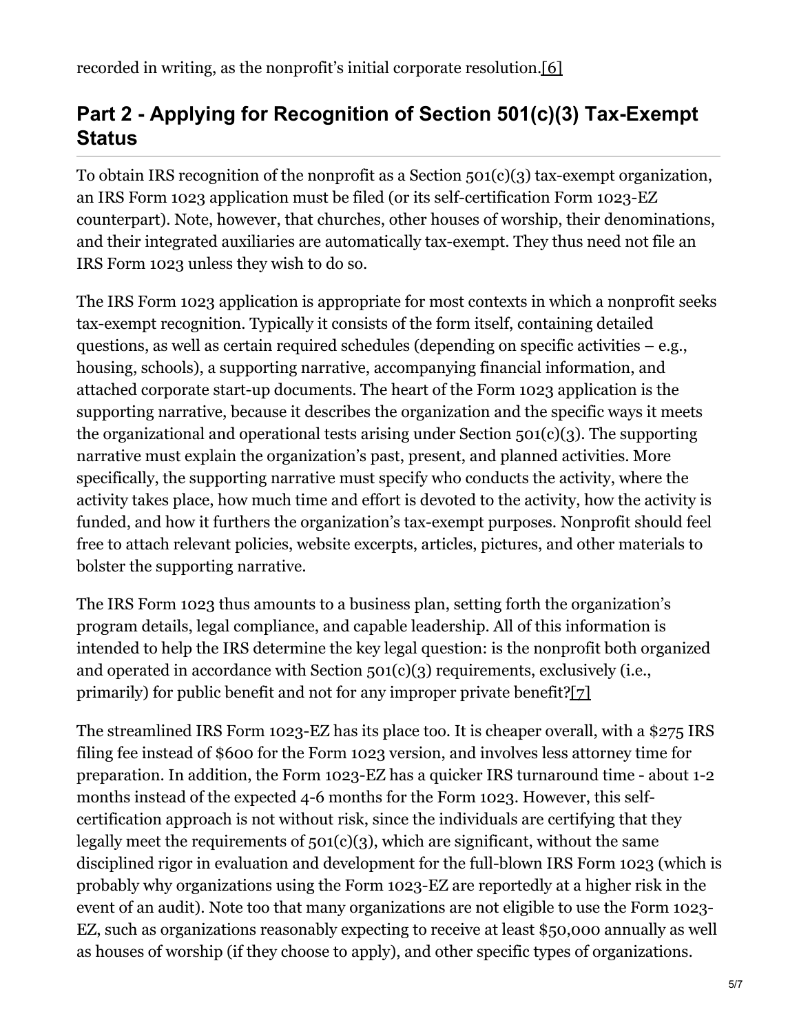recorded in writing, as the nonprofit's initial corporate resolution.[6]

## Part 2 - Applying for Recognition of Section 501(c)(3) Tax-Exempt Status

To obtain IRS recognition of the nonprofit as a Section 501(c)(3) tax-exempt organization, an IRS Form 1023 application must be filed (or its self-certification Form 1023-EZ counterpart). Note, however, that churches, other houses of worship, their denominations, and their integrated auxiliaries are automatically tax-exempt. They thus need not file an IRS Form 1023 unless they wish to do so.

The IRS Form 1023 application is appropriate for most contexts in which a nonprofit seeks tax-exempt recognition. Typically it consists of the form itself, containing detailed questions, as well as certain required schedules (depending on specific activities – e.g., housing, schools), a supporting narrative, accompanying financial information, and attached corporate start-up documents. The heart of the Form 1023 application is the supporting narrative, because it describes the organization and the specific ways it meets the organizational and operational tests arising under Section 501(c)(3). The supporting narrative must explain the organization's past, present, and planned activities. More specifically, the supporting narrative must specify who conducts the activity, where the activity takes place, how much time and effort is devoted to the activity, how the activity is funded, and how it furthers the organization's tax-exempt purposes. Nonprofit should feel free to attach relevant policies, website excerpts, articles, pictures, and other materials to bolster the supporting narrative.

The IRS Form 1023 thus amounts to a business plan, setting forth the organization's program details, legal compliance, and capable leadership. All of this information is intended to help the IRS determine the key legal question: is the nonprofit both organized and operated in accordance with Section 501(c)(3) requirements, exclusively (i.e., primarily) for public benefit and not for any improper private benefit?[7]

The streamlined IRS Form 1023-EZ has its place too. It is cheaper overall, with a $275 IRS filing fee instead of $600 for the Form 1023 version, and involves less attorney time for preparation. In addition, the Form 1023-EZ has a quicker IRS turnaround time - about 1-2 months instead of the expected 4-6 months for the Form 1023. However, this self-certification approach is not without risk, since the individuals are certifying that they legally meet the requirements of 501(c)(3), which are significant, without the same disciplined rigor in evaluation and development for the full-blown IRS Form 1023 (which is probably why organizations using the Form 1023-EZ are reportedly at a higher risk in the event of an audit). Note too that many organizations are not eligible to use the Form 1023-EZ, such as organizations reasonably expecting to receive at least $50,000 annually as well as houses of worship (if they choose to apply), and other specific types of organizations.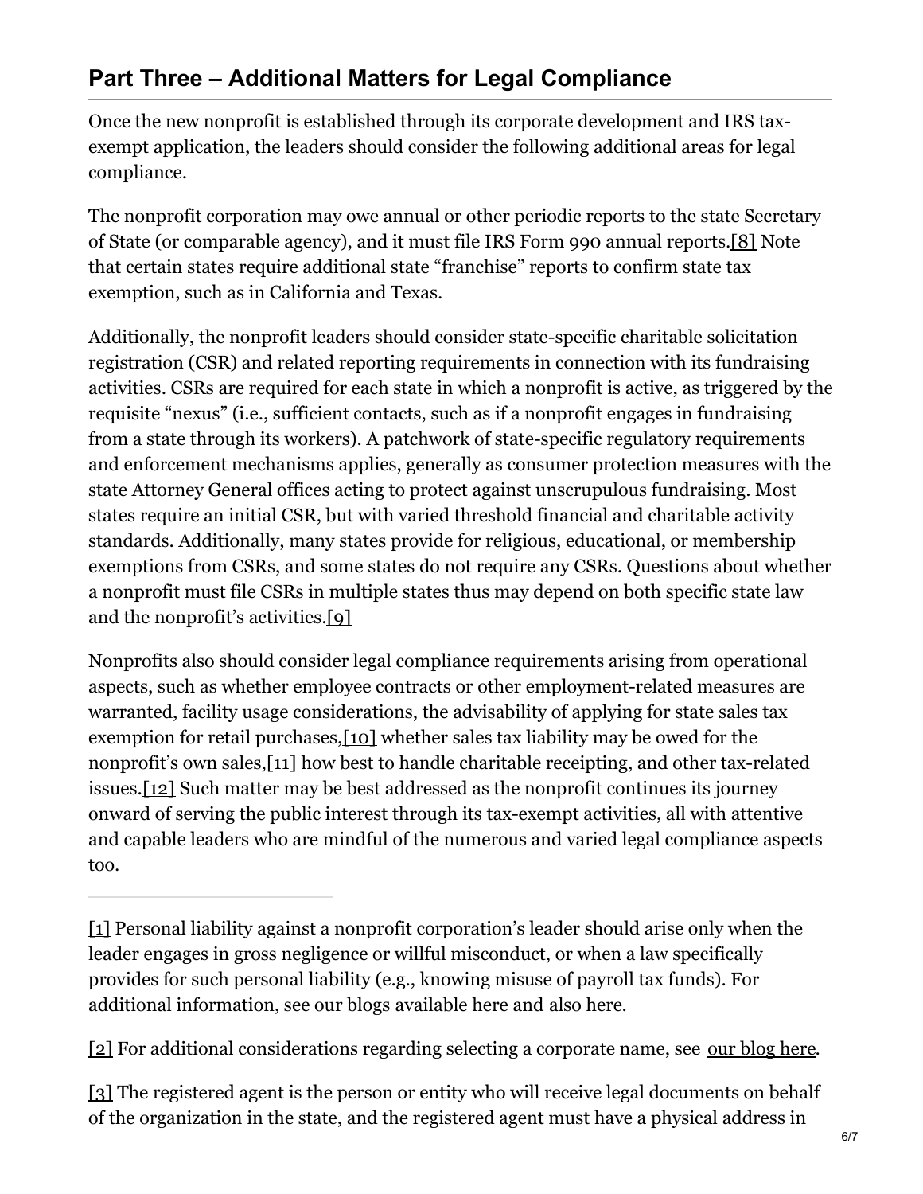## Part Three – Additional Matters for Legal Compliance

Once the new nonprofit is established through its corporate development and IRS tax-exempt application, the leaders should consider the following additional areas for legal compliance.

The nonprofit corporation may owe annual or other periodic reports to the state Secretary of State (or comparable agency), and it must file IRS Form 990 annual reports.[8] Note that certain states require additional state "franchise" reports to confirm state tax exemption, such as in California and Texas.

Additionally, the nonprofit leaders should consider state-specific charitable solicitation registration (CSR) and related reporting requirements in connection with its fundraising activities. CSRs are required for each state in which a nonprofit is active, as triggered by the requisite "nexus" (i.e., sufficient contacts, such as if a nonprofit engages in fundraising from a state through its workers). A patchwork of state-specific regulatory requirements and enforcement mechanisms applies, generally as consumer protection measures with the state Attorney General offices acting to protect against unscrupulous fundraising. Most states require an initial CSR, but with varied threshold financial and charitable activity standards. Additionally, many states provide for religious, educational, or membership exemptions from CSRs, and some states do not require any CSRs. Questions about whether a nonprofit must file CSRs in multiple states thus may depend on both specific state law and the nonprofit's activities.[9]

Nonprofits also should consider legal compliance requirements arising from operational aspects, such as whether employee contracts or other employment-related measures are warranted, facility usage considerations, the advisability of applying for state sales tax exemption for retail purchases,[10] whether sales tax liability may be owed for the nonprofit's own sales,[11] how best to handle charitable receipting, and other tax-related issues.[12] Such matter may be best addressed as the nonprofit continues its journey onward of serving the public interest through its tax-exempt activities, all with attentive and capable leaders who are mindful of the numerous and varied legal compliance aspects too.

---

[1] Personal liability against a nonprofit corporation's leader should arise only when the leader engages in gross negligence or willful misconduct, or when a law specifically provides for such personal liability (e.g., knowing misuse of payroll tax funds). For additional information, see our blogs available here and also here.

[2] For additional considerations regarding selecting a corporate name, see our blog here.

[3] The registered agent is the person or entity who will receive legal documents on behalf of the organization in the state, and the registered agent must have a physical address in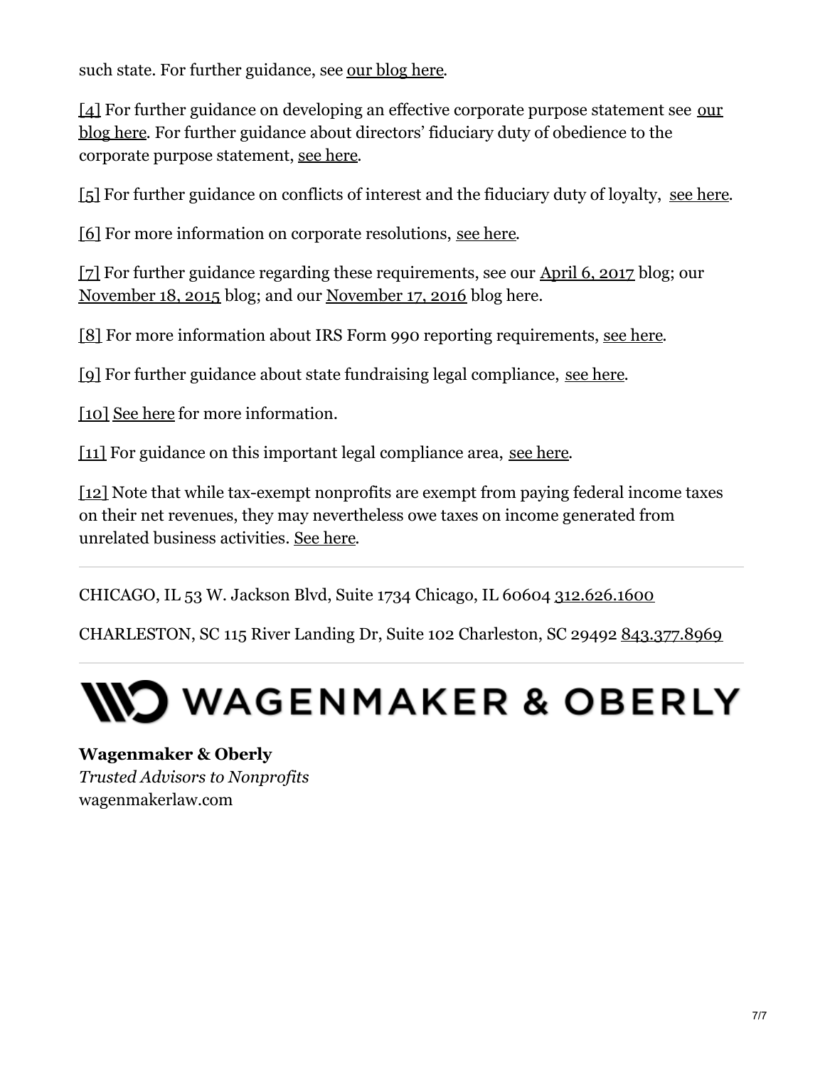such state. For further guidance, see our blog here.

[4] For further guidance on developing an effective corporate purpose statement see our blog here. For further guidance about directors' fiduciary duty of obedience to the corporate purpose statement, see here.

[5] For further guidance on conflicts of interest and the fiduciary duty of loyalty, see here.

[6] For more information on corporate resolutions, see here.

[7] For further guidance regarding these requirements, see our April 6, 2017 blog; our November 18, 2015 blog; and our November 17, 2016 blog here.

[8] For more information about IRS Form 990 reporting requirements, see here.

[9] For further guidance about state fundraising legal compliance, see here.

[10] See here for more information.

[11] For guidance on this important legal compliance area, see here.

[12] Note that while tax-exempt nonprofits are exempt from paying federal income taxes on their net revenues, they may nevertheless owe taxes on income generated from unrelated business activities. See here.

---

CHICAGO, IL 53 W. Jackson Blvd, Suite 1734 Chicago, IL 60604 312.626.1600

CHARLESTON, SC 115 River Landing Dr, Suite 102 Charleston, SC 29492 843.377.8969

---

WAGENMAKER & OBERLY

**Wagenmaker & Oberly**
*Trusted Advisors to Nonprofits*
wagenmakerlaw.com